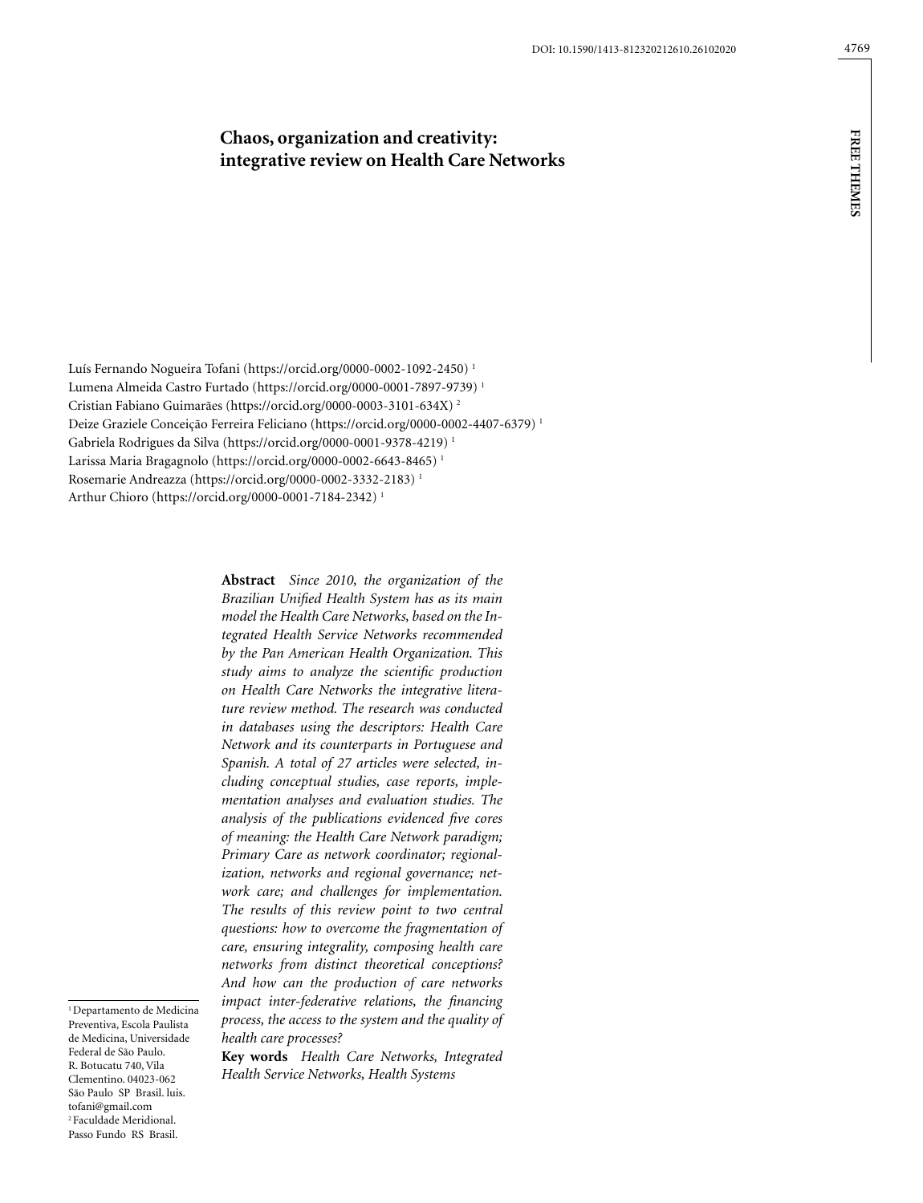DOI: 10.1590/1413-812320212610.26102020

# Chaos, organization and creativity: integrative review on Health Care Networks

Luís Fernando Nogueira Tofani (https://orcid.org/0000-0002-1092-2450) [1]
Lumena Almeida Castro Furtado (https://orcid.org/0000-0001-7897-9739) [1]
Cristian Fabiano Guimarães (https://orcid.org/0000-0003-3101-634X) [2]
Deize Graziele Conceição Ferreira Feliciano (https://orcid.org/0000-0002-4407-6379) [1]
Gabriela Rodrigues da Silva (https://orcid.org/0000-0001-9378-4219) [1]
Larissa Maria Bragagnolo (https://orcid.org/0000-0002-6643-8465) [1]
Rosemarie Andreazza (https://orcid.org/0000-0002-3332-2183) [1]
Arthur Chioro (https://orcid.org/0000-0001-7184-2342) [1]

**Abstract** *Since 2010, the organization of the Brazilian Unified Health System has as its main model the Health Care Networks, based on the Integrated Health Service Networks recommended by the Pan American Health Organization. This study aims to analyze the scientific production on Health Care Networks the integrative literature review method. The research was conducted in databases using the descriptors: Health Care Network and its counterparts in Portuguese and Spanish. A total of 27 articles were selected, including conceptual studies, case reports, implementation analyses and evaluation studies. The analysis of the publications evidenced five cores of meaning: the Health Care Network paradigm; Primary Care as network coordinator; regionalization, networks and regional governance; network care; and challenges for implementation. The results of this review point to two central questions: how to overcome the fragmentation of care, ensuring integrality, composing health care networks from distinct theoretical conceptions? And how can the production of care networks impact inter-federative relations, the financing process, the access to the system and the quality of health care processes?*

**Key words** *Health Care Networks, Integrated Health Service Networks, Health Systems*

[1] Departamento de Medicina Preventiva, Escola Paulista de Medicina, Universidade Federal de São Paulo. R. Botucatu 740, Vila Clementino. 04023-062 São Paulo SP Brasil. luis.tofani@gmail.com
[2] Faculdade Meridional. Passo Fundo RS Brasil.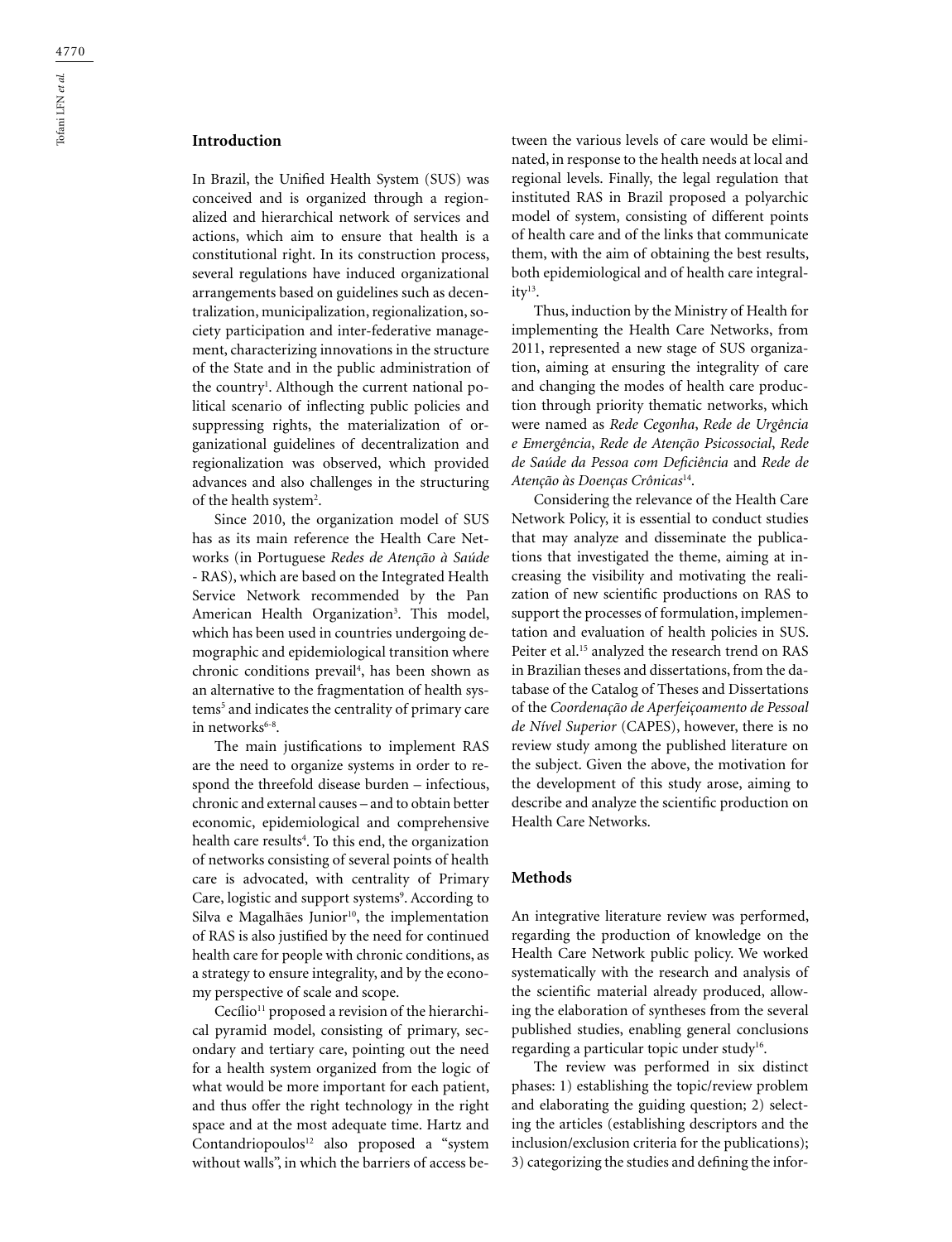## Introduction

In Brazil, the Unified Health System (SUS) was conceived and is organized through a regionalized and hierarchical network of services and actions, which aim to ensure that health is a constitutional right. In its construction process, several regulations have induced organizational arrangements based on guidelines such as decentralization, municipalization, regionalization, society participation and inter-federative management, characterizing innovations in the structure of the State and in the public administration of the country[1]. Although the current national political scenario of inflecting public policies and suppressing rights, the materialization of organizational guidelines of decentralization and regionalization was observed, which provided advances and also challenges in the structuring of the health system[2].

Since 2010, the organization model of SUS has as its main reference the Health Care Networks (in Portuguese *Redes de Atenção à Saúde* - RAS), which are based on the Integrated Health Service Network recommended by the Pan American Health Organization[3]. This model, which has been used in countries undergoing demographic and epidemiological transition where chronic conditions prevail[4], has been shown as an alternative to the fragmentation of health systems[5] and indicates the centrality of primary care in networks[6-8].

The main justifications to implement RAS are the need to organize systems in order to respond the threefold disease burden – infectious, chronic and external causes – and to obtain better economic, epidemiological and comprehensive health care results[4]. To this end, the organization of networks consisting of several points of health care is advocated, with centrality of Primary Care, logistic and support systems[9]. According to Silva e Magalhães Junior[10], the implementation of RAS is also justified by the need for continued health care for people with chronic conditions, as a strategy to ensure integrality, and by the economy perspective of scale and scope.

Cecílio[11] proposed a revision of the hierarchical pyramid model, consisting of primary, secondary and tertiary care, pointing out the need for a health system organized from the logic of what would be more important for each patient, and thus offer the right technology in the right space and at the most adequate time. Hartz and Contandriopoulos[12] also proposed a "system without walls", in which the barriers of access between the various levels of care would be eliminated, in response to the health needs at local and regional levels. Finally, the legal regulation that instituted RAS in Brazil proposed a polyarchic model of system, consisting of different points of health care and of the links that communicate them, with the aim of obtaining the best results, both epidemiological and of health care integrality[13].

Thus, induction by the Ministry of Health for implementing the Health Care Networks, from 2011, represented a new stage of SUS organization, aiming at ensuring the integrality of care and changing the modes of health care production through priority thematic networks, which were named as *Rede Cegonha*, *Rede de Urgência e Emergência*, *Rede de Atenção Psicossocial*, *Rede de Saúde da Pessoa com Deficiência* and *Rede de Atenção às Doenças Crônicas*[14].

Considering the relevance of the Health Care Network Policy, it is essential to conduct studies that may analyze and disseminate the publications that investigated the theme, aiming at increasing the visibility and motivating the realization of new scientific productions on RAS to support the processes of formulation, implementation and evaluation of health policies in SUS. Peiter et al.[15] analyzed the research trend on RAS in Brazilian theses and dissertations, from the database of the Catalog of Theses and Dissertations of the *Coordenação de Aperfeiçoamento de Pessoal de Nível Superior* (CAPES), however, there is no review study among the published literature on the subject. Given the above, the motivation for the development of this study arose, aiming to describe and analyze the scientific production on Health Care Networks.

## Methods

An integrative literature review was performed, regarding the production of knowledge on the Health Care Network public policy. We worked systematically with the research and analysis of the scientific material already produced, allowing the elaboration of syntheses from the several published studies, enabling general conclusions regarding a particular topic under study[16].

The review was performed in six distinct phases: 1) establishing the topic/review problem and elaborating the guiding question; 2) selecting the articles (establishing descriptors and the inclusion/exclusion criteria for the publications); 3) categorizing the studies and defining the infor-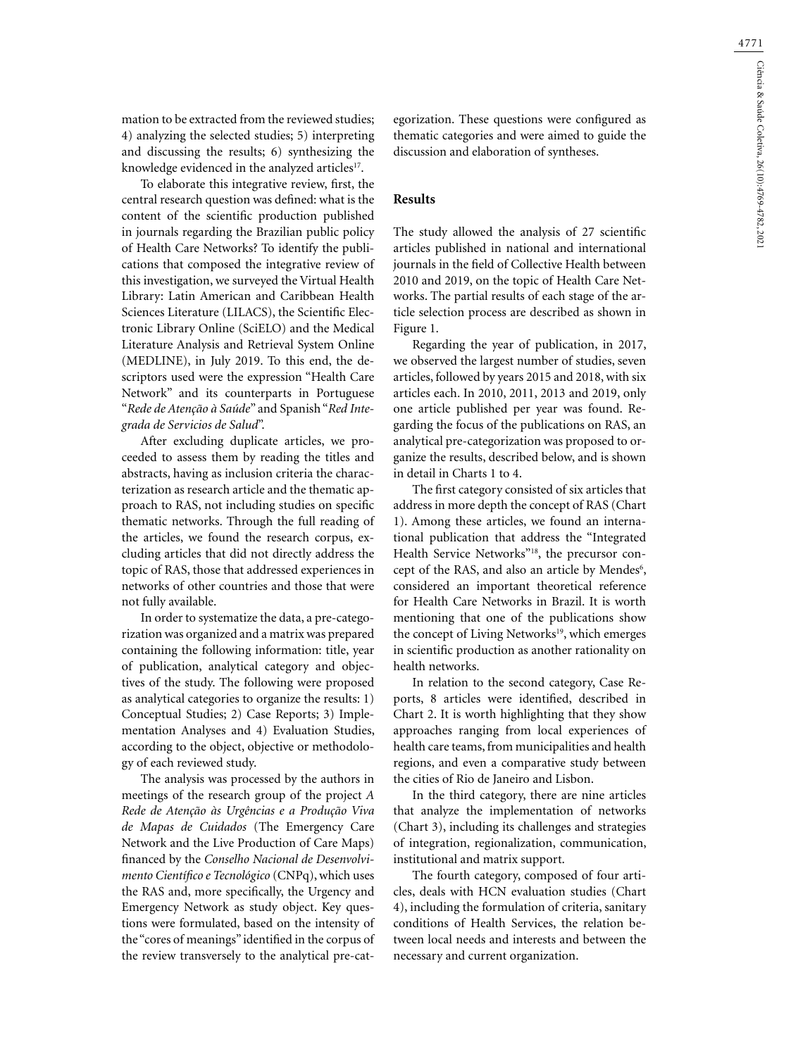mation to be extracted from the reviewed studies; 4) analyzing the selected studies; 5) interpreting and discussing the results; 6) synthesizing the knowledge evidenced in the analyzed articles[17].

To elaborate this integrative review, first, the central research question was defined: what is the content of the scientific production published in journals regarding the Brazilian public policy of Health Care Networks? To identify the publications that composed the integrative review of this investigation, we surveyed the Virtual Health Library: Latin American and Caribbean Health Sciences Literature (LILACS), the Scientific Electronic Library Online (SciELO) and the Medical Literature Analysis and Retrieval System Online (MEDLINE), in July 2019. To this end, the descriptors used were the expression "Health Care Network" and its counterparts in Portuguese "*Rede de Atenção à Saúde*" and Spanish "*Red Integrada de Servicios de Salud*".

After excluding duplicate articles, we proceeded to assess them by reading the titles and abstracts, having as inclusion criteria the characterization as research article and the thematic approach to RAS, not including studies on specific thematic networks. Through the full reading of the articles, we found the research corpus, excluding articles that did not directly address the topic of RAS, those that addressed experiences in networks of other countries and those that were not fully available.

In order to systematize the data, a pre-categorization was organized and a matrix was prepared containing the following information: title, year of publication, analytical category and objectives of the study. The following were proposed as analytical categories to organize the results: 1) Conceptual Studies; 2) Case Reports; 3) Implementation Analyses and 4) Evaluation Studies, according to the object, objective or methodology of each reviewed study.

The analysis was processed by the authors in meetings of the research group of the project *A Rede de Atenção às Urgências e a Produção Viva de Mapas de Cuidados* (The Emergency Care Network and the Live Production of Care Maps) financed by the *Conselho Nacional de Desenvolvimento Científico e Tecnológico* (CNPq), which uses the RAS and, more specifically, the Urgency and Emergency Network as study object. Key questions were formulated, based on the intensity of the "cores of meanings" identified in the corpus of the review transversely to the analytical pre-categorization. These questions were configured as thematic categories and were aimed to guide the discussion and elaboration of syntheses.

## Results

The study allowed the analysis of 27 scientific articles published in national and international journals in the field of Collective Health between 2010 and 2019, on the topic of Health Care Networks. The partial results of each stage of the article selection process are described as shown in Figure 1.

Regarding the year of publication, in 2017, we observed the largest number of studies, seven articles, followed by years 2015 and 2018, with six articles each. In 2010, 2011, 2013 and 2019, only one article published per year was found. Regarding the focus of the publications on RAS, an analytical pre-categorization was proposed to organize the results, described below, and is shown in detail in Charts 1 to 4.

The first category consisted of six articles that address in more depth the concept of RAS (Chart 1). Among these articles, we found an international publication that address the "Integrated Health Service Networks"[18], the precursor concept of the RAS, and also an article by Mendes[6], considered an important theoretical reference for Health Care Networks in Brazil. It is worth mentioning that one of the publications show the concept of Living Networks[19], which emerges in scientific production as another rationality on health networks.

In relation to the second category, Case Reports, 8 articles were identified, described in Chart 2. It is worth highlighting that they show approaches ranging from local experiences of health care teams, from municipalities and health regions, and even a comparative study between the cities of Rio de Janeiro and Lisbon.

In the third category, there are nine articles that analyze the implementation of networks (Chart 3), including its challenges and strategies of integration, regionalization, communication, institutional and matrix support.

The fourth category, composed of four articles, deals with HCN evaluation studies (Chart 4), including the formulation of criteria, sanitary conditions of Health Services, the relation between local needs and interests and between the necessary and current organization.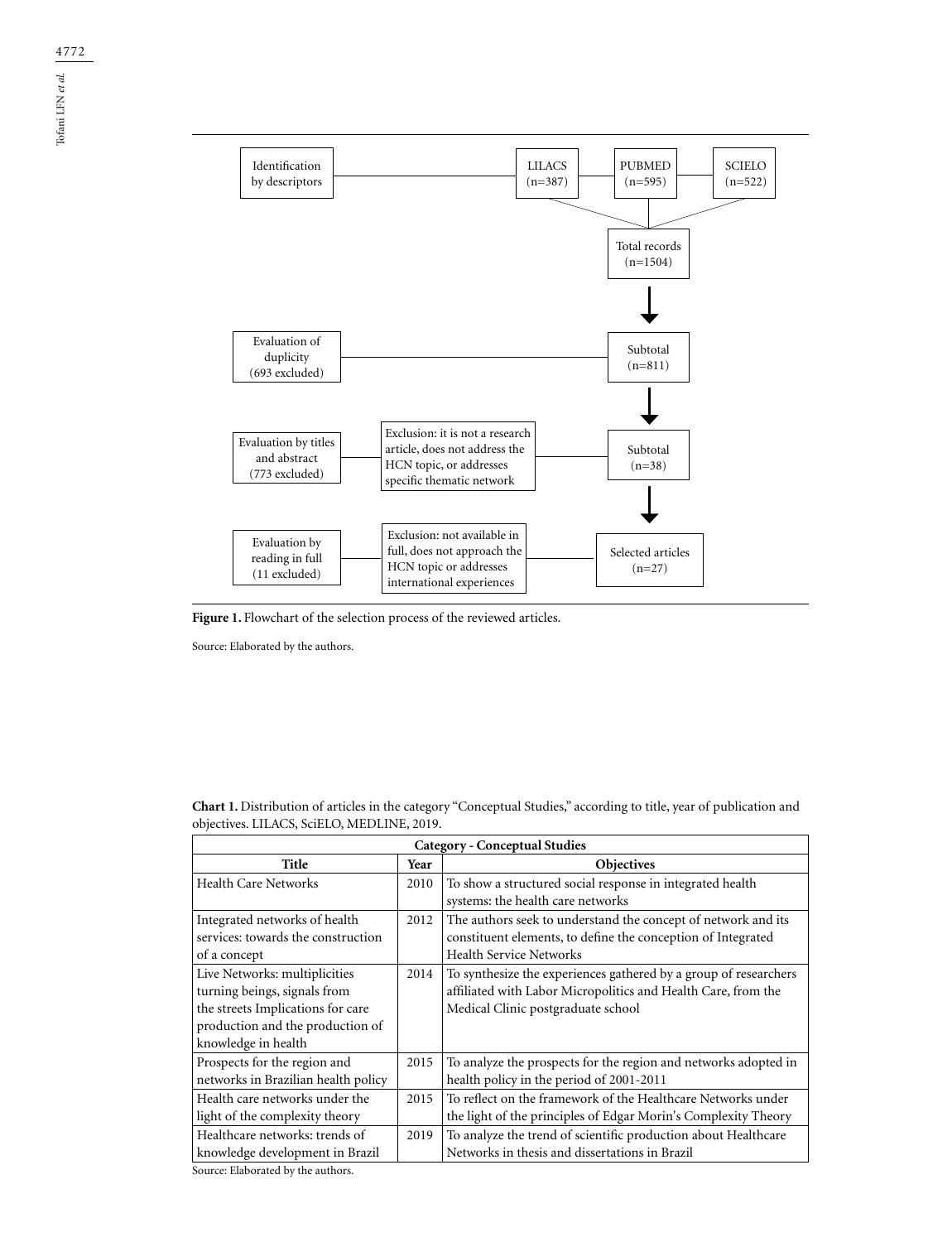Identification by descriptors — LILACS (n=387) — PUBMED (n=595) — SCIELO (n=522)

Total records (n=1504)

Evaluation of duplicity (693 excluded) — Subtotal (n=811)

Evaluation by titles and abstract (773 excluded) — Exclusion: it is not a research article, does not address the HCN topic, or addresses specific thematic network — Subtotal (n=38)

Evaluation by reading in full (11 excluded) — Exclusion: not available in full, does not approach the HCN topic or addresses international experiences — Selected articles (n=27)

**Figure 1.** Flowchart of the selection process of the reviewed articles.

Source: Elaborated by the authors.

**Chart 1.** Distribution of articles in the category "Conceptual Studies," according to title, year of publication and objectives. LILACS, SciELO, MEDLINE, 2019.

| Category - Conceptual Studies | | |
|---|---|---|
| **Title** | **Year** | **Objectives** |
| Health Care Networks | 2010 | To show a structured social response in integrated health systems: the health care networks |
| Integrated networks of health services: towards the construction of a concept | 2012 | The authors seek to understand the concept of network and its constituent elements, to define the conception of Integrated Health Service Networks |
| Live Networks: multiplicities turning beings, signals from the streets Implications for care production and the production of knowledge in health | 2014 | To synthesize the experiences gathered by a group of researchers affiliated with Labor Micropolitics and Health Care, from the Medical Clinic postgraduate school |
| Prospects for the region and networks in Brazilian health policy | 2015 | To analyze the prospects for the region and networks adopted in health policy in the period of 2001-2011 |
| Health care networks under the light of the complexity theory | 2015 | To reflect on the framework of the Healthcare Networks under the light of the principles of Edgar Morin's Complexity Theory |
| Healthcare networks: trends of knowledge development in Brazil | 2019 | To analyze the trend of scientific production about Healthcare Networks in thesis and dissertations in Brazil |

Source: Elaborated by the authors.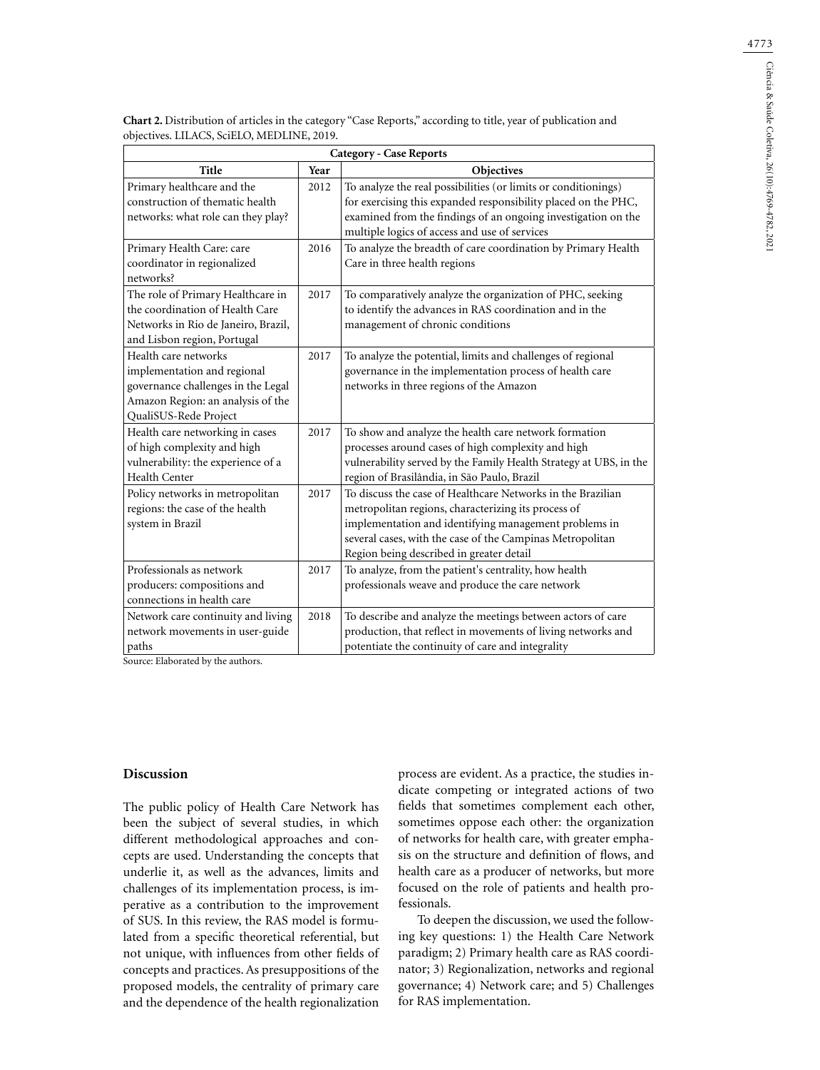**Chart 2.** Distribution of articles in the category "Case Reports," according to title, year of publication and objectives. LILACS, SciELO, MEDLINE, 2019.

| Category - Case Reports | | |
|---|---|---|
| **Title** | **Year** | **Objectives** |
| Primary healthcare and the construction of thematic health networks: what role can they play? | 2012 | To analyze the real possibilities (or limits or conditionings) for exercising this expanded responsibility placed on the PHC, examined from the findings of an ongoing investigation on the multiple logics of access and use of services |
| Primary Health Care: care coordinator in regionalized networks? | 2016 | To analyze the breadth of care coordination by Primary Health Care in three health regions |
| The role of Primary Healthcare in the coordination of Health Care Networks in Rio de Janeiro, Brazil, and Lisbon region, Portugal | 2017 | To comparatively analyze the organization of PHC, seeking to identify the advances in RAS coordination and in the management of chronic conditions |
| Health care networks implementation and regional governance challenges in the Legal Amazon Region: an analysis of the QualiSUS-Rede Project | 2017 | To analyze the potential, limits and challenges of regional governance in the implementation process of health care networks in three regions of the Amazon |
| Health care networking in cases of high complexity and high vulnerability: the experience of a Health Center | 2017 | To show and analyze the health care network formation processes around cases of high complexity and high vulnerability served by the Family Health Strategy at UBS, in the region of Brasilândia, in São Paulo, Brazil |
| Policy networks in metropolitan regions: the case of the health system in Brazil | 2017 | To discuss the case of Healthcare Networks in the Brazilian metropolitan regions, characterizing its process of implementation and identifying management problems in several cases, with the case of the Campinas Metropolitan Region being described in greater detail |
| Professionals as network producers: compositions and connections in health care | 2017 | To analyze, from the patient's centrality, how health professionals weave and produce the care network |
| Network care continuity and living network movements in user-guide paths | 2018 | To describe and analyze the meetings between actors of care production, that reflect in movements of living networks and potentiate the continuity of care and integrality |

Source: Elaborated by the authors.

## Discussion

The public policy of Health Care Network has been the subject of several studies, in which different methodological approaches and concepts are used. Understanding the concepts that underlie it, as well as the advances, limits and challenges of its implementation process, is imperative as a contribution to the improvement of SUS. In this review, the RAS model is formulated from a specific theoretical referential, but not unique, with influences from other fields of concepts and practices. As presuppositions of the proposed models, the centrality of primary care and the dependence of the health regionalization process are evident. As a practice, the studies indicate competing or integrated actions of two fields that sometimes complement each other, sometimes oppose each other: the organization of networks for health care, with greater emphasis on the structure and definition of flows, and health care as a producer of networks, but more focused on the role of patients and health professionals.

To deepen the discussion, we used the following key questions: 1) the Health Care Network paradigm; 2) Primary health care as RAS coordinator; 3) Regionalization, networks and regional governance; 4) Network care; and 5) Challenges for RAS implementation.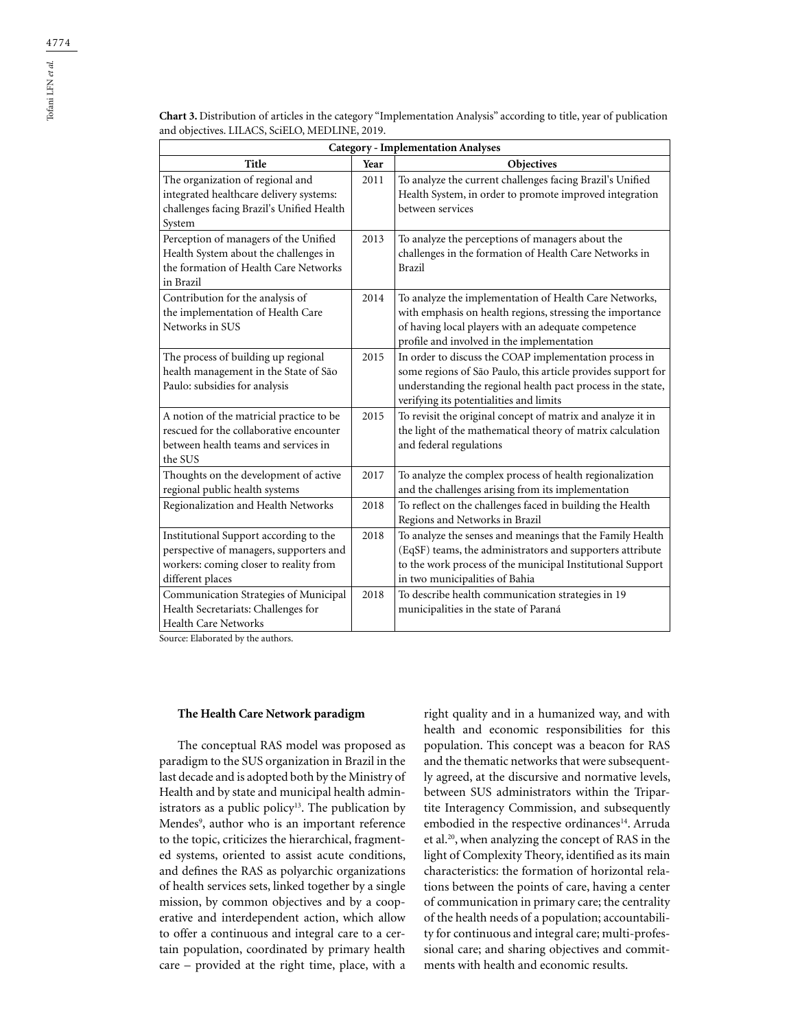**Chart 3.** Distribution of articles in the category "Implementation Analysis" according to title, year of publication and objectives. LILACS, SciELO, MEDLINE, 2019.

| Category - Implementation Analyses | | |
|---|---|---|
| **Title** | **Year** | **Objectives** |
| The organization of regional and integrated healthcare delivery systems: challenges facing Brazil's Unified Health System | 2011 | To analyze the current challenges facing Brazil's Unified Health System, in order to promote improved integration between services |
| Perception of managers of the Unified Health System about the challenges in the formation of Health Care Networks in Brazil | 2013 | To analyze the perceptions of managers about the challenges in the formation of Health Care Networks in Brazil |
| Contribution for the analysis of the implementation of Health Care Networks in SUS | 2014 | To analyze the implementation of Health Care Networks, with emphasis on health regions, stressing the importance of having local players with an adequate competence profile and involved in the implementation |
| The process of building up regional health management in the State of São Paulo: subsidies for analysis | 2015 | In order to discuss the COAP implementation process in some regions of São Paulo, this article provides support for understanding the regional health pact process in the state, verifying its potentialities and limits |
| A notion of the matricial practice to be rescued for the collaborative encounter between health teams and services in the SUS | 2015 | To revisit the original concept of matrix and analyze it in the light of the mathematical theory of matrix calculation and federal regulations |
| Thoughts on the development of active regional public health systems | 2017 | To analyze the complex process of health regionalization and the challenges arising from its implementation |
| Regionalization and Health Networks | 2018 | To reflect on the challenges faced in building the Health Regions and Networks in Brazil |
| Institutional Support according to the perspective of managers, supporters and workers: coming closer to reality from different places | 2018 | To analyze the senses and meanings that the Family Health (EqSF) teams, the administrators and supporters attribute to the work process of the municipal Institutional Support in two municipalities of Bahia |
| Communication Strategies of Municipal Health Secretariats: Challenges for Health Care Networks | 2018 | To describe health communication strategies in 19 municipalities in the state of Paraná |

Source: Elaborated by the authors.

### The Health Care Network paradigm

The conceptual RAS model was proposed as paradigm to the SUS organization in Brazil in the last decade and is adopted both by the Ministry of Health and by state and municipal health administrators as a public policy[13]. The publication by Mendes[9], author who is an important reference to the topic, criticizes the hierarchical, fragmented systems, oriented to assist acute conditions, and defines the RAS as polyarchic organizations of health services sets, linked together by a single mission, by common objectives and by a cooperative and interdependent action, which allow to offer a continuous and integral care to a certain population, coordinated by primary health care – provided at the right time, place, with a right quality and in a humanized way, and with health and economic responsibilities for this population. This concept was a beacon for RAS and the thematic networks that were subsequently agreed, at the discursive and normative levels, between SUS administrators within the Tripartite Interagency Commission, and subsequently embodied in the respective ordinances[14]. Arruda et al.[20], when analyzing the concept of RAS in the light of Complexity Theory, identified as its main characteristics: the formation of horizontal relations between the points of care, having a center of communication in primary care; the centrality of the health needs of a population; accountability for continuous and integral care; multi-professional care; and sharing objectives and commitments with health and economic results.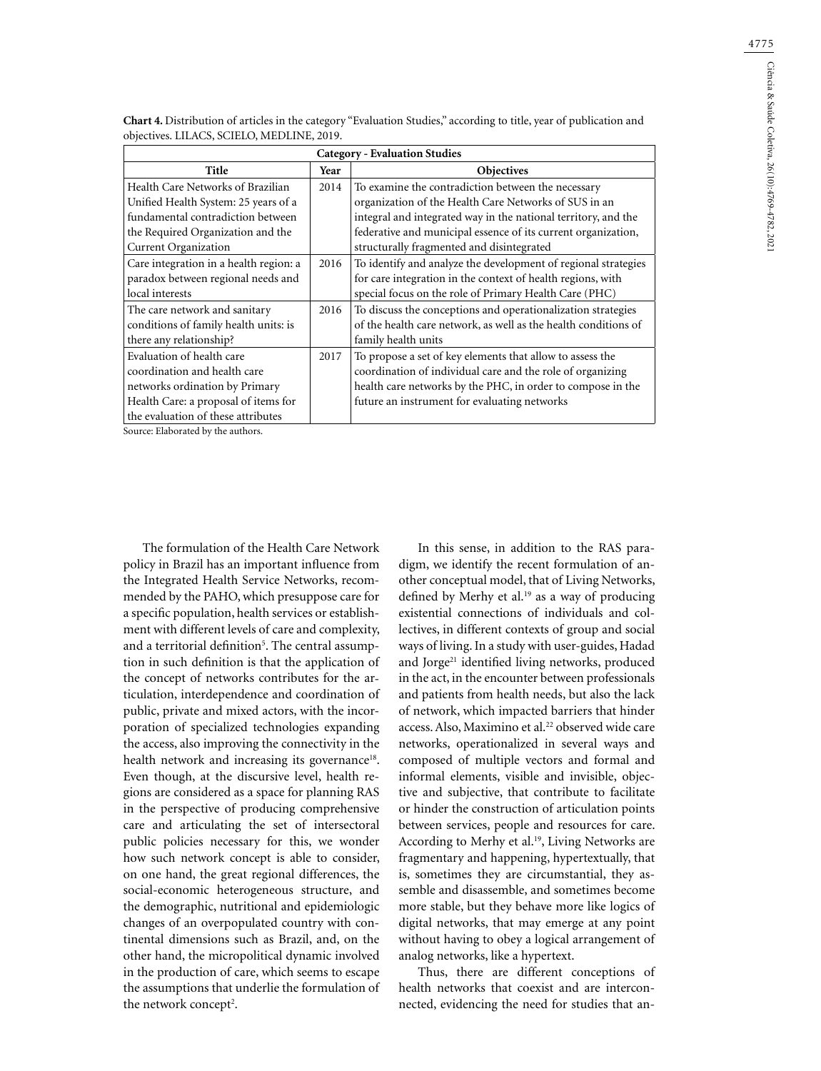**Chart 4.** Distribution of articles in the category "Evaluation Studies," according to title, year of publication and objectives. LILACS, SCIELO, MEDLINE, 2019.

| Category - Evaluation Studies | | |
|---|---|---|
| **Title** | **Year** | **Objectives** |
| Health Care Networks of Brazilian Unified Health System: 25 years of a fundamental contradiction between the Required Organization and the Current Organization | 2014 | To examine the contradiction between the necessary organization of the Health Care Networks of SUS in an integral and integrated way in the national territory, and the federative and municipal essence of its current organization, structurally fragmented and disintegrated |
| Care integration in a health region: a paradox between regional needs and local interests | 2016 | To identify and analyze the development of regional strategies for care integration in the context of health regions, with special focus on the role of Primary Health Care (PHC) |
| The care network and sanitary conditions of family health units: is there any relationship? | 2016 | To discuss the conceptions and operationalization strategies of the health care network, as well as the health conditions of family health units |
| Evaluation of health care coordination and health care networks ordination by Primary Health Care: a proposal of items for the evaluation of these attributes | 2017 | To propose a set of key elements that allow to assess the coordination of individual care and the role of organizing health care networks by the PHC, in order to compose in the future an instrument for evaluating networks |

Source: Elaborated by the authors.

The formulation of the Health Care Network policy in Brazil has an important influence from the Integrated Health Service Networks, recommended by the PAHO, which presuppose care for a specific population, health services or establishment with different levels of care and complexity, and a territorial definition[5]. The central assumption in such definition is that the application of the concept of networks contributes for the articulation, interdependence and coordination of public, private and mixed actors, with the incorporation of specialized technologies expanding the access, also improving the connectivity in the health network and increasing its governance[18]. Even though, at the discursive level, health regions are considered as a space for planning RAS in the perspective of producing comprehensive care and articulating the set of intersectoral public policies necessary for this, we wonder how such network concept is able to consider, on one hand, the great regional differences, the social-economic heterogeneous structure, and the demographic, nutritional and epidemiologic changes of an overpopulated country with continental dimensions such as Brazil, and, on the other hand, the micropolitical dynamic involved in the production of care, which seems to escape the assumptions that underlie the formulation of the network concept[2].

In this sense, in addition to the RAS paradigm, we identify the recent formulation of another conceptual model, that of Living Networks, defined by Merhy et al.[19] as a way of producing existential connections of individuals and collectives, in different contexts of group and social ways of living. In a study with user-guides, Hadad and Jorge[21] identified living networks, produced in the act, in the encounter between professionals and patients from health needs, but also the lack of network, which impacted barriers that hinder access. Also, Maximino et al.[22] observed wide care networks, operationalized in several ways and composed of multiple vectors and formal and informal elements, visible and invisible, objective and subjective, that contribute to facilitate or hinder the construction of articulation points between services, people and resources for care. According to Merhy et al.[19], Living Networks are fragmentary and happening, hypertextually, that is, sometimes they are circumstantial, they assemble and disassemble, and sometimes become more stable, but they behave more like logics of digital networks, that may emerge at any point without having to obey a logical arrangement of analog networks, like a hypertext.

Thus, there are different conceptions of health networks that coexist and are interconnected, evidencing the need for studies that an-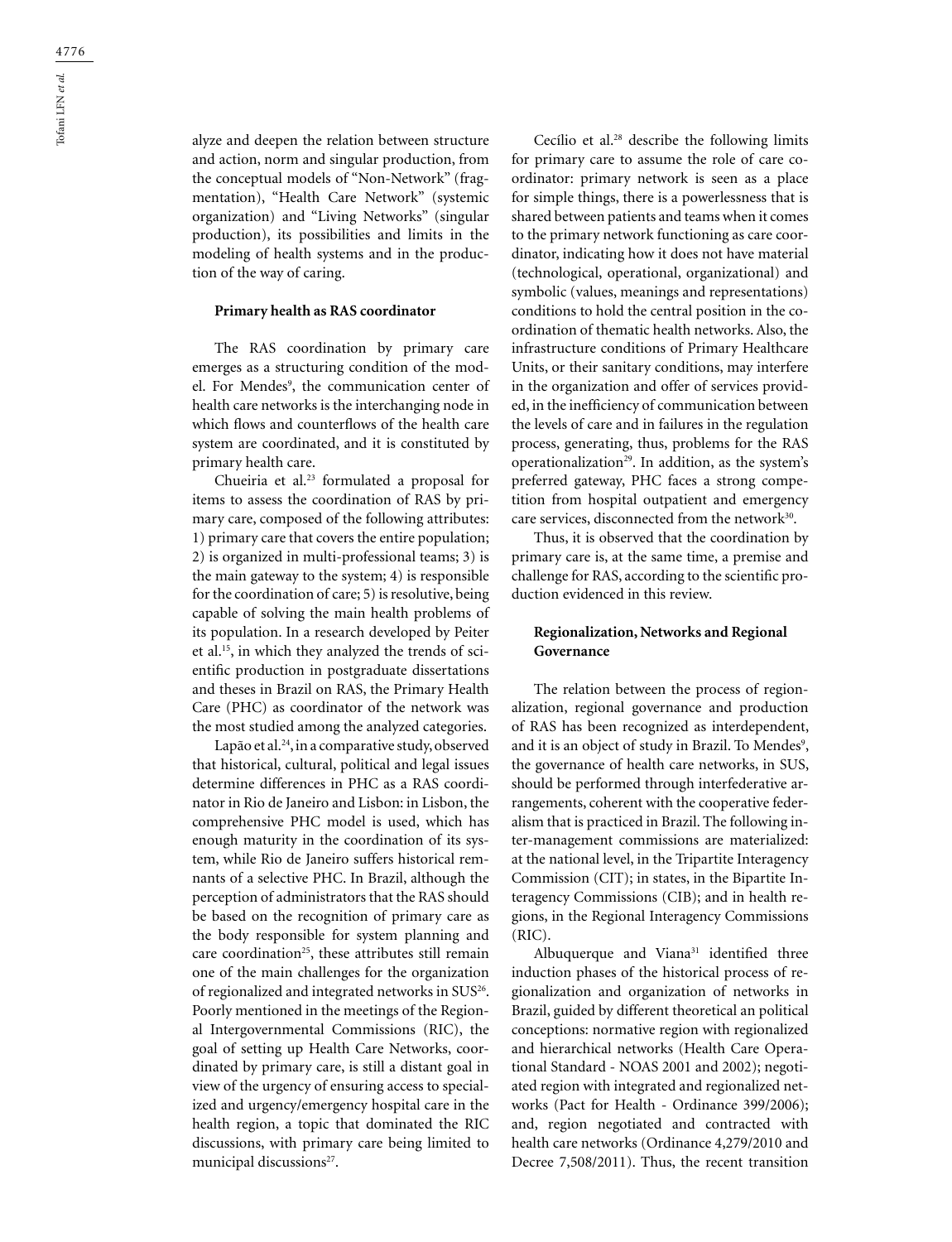alyze and deepen the relation between structure and action, norm and singular production, from the conceptual models of "Non-Network" (fragmentation), "Health Care Network" (systemic organization) and "Living Networks" (singular production), its possibilities and limits in the modeling of health systems and in the production of the way of caring.

**Primary health as RAS coordinator**

The RAS coordination by primary care emerges as a structuring condition of the model. For Mendes[9], the communication center of health care networks is the interchanging node in which flows and counterflows of the health care system are coordinated, and it is constituted by primary health care.

Chueiria et al.[23] formulated a proposal for items to assess the coordination of RAS by primary care, composed of the following attributes: 1) primary care that covers the entire population; 2) is organized in multi-professional teams; 3) is the main gateway to the system; 4) is responsible for the coordination of care; 5) is resolutive, being capable of solving the main health problems of its population. In a research developed by Peiter et al.[15], in which they analyzed the trends of scientific production in postgraduate dissertations and theses in Brazil on RAS, the Primary Health Care (PHC) as coordinator of the network was the most studied among the analyzed categories.

Lapão et al.[24], in a comparative study, observed that historical, cultural, political and legal issues determine differences in PHC as a RAS coordinator in Rio de Janeiro and Lisbon: in Lisbon, the comprehensive PHC model is used, which has enough maturity in the coordination of its system, while Rio de Janeiro suffers historical remnants of a selective PHC. In Brazil, although the perception of administrators that the RAS should be based on the recognition of primary care as the body responsible for system planning and care coordination[25], these attributes still remain one of the main challenges for the organization of regionalized and integrated networks in SUS[26]. Poorly mentioned in the meetings of the Regional Intergovernmental Commissions (RIC), the goal of setting up Health Care Networks, coordinated by primary care, is still a distant goal in view of the urgency of ensuring access to specialized and urgency/emergency hospital care in the health region, a topic that dominated the RIC discussions, with primary care being limited to municipal discussions[27].

Cecílio et al.[28] describe the following limits for primary care to assume the role of care coordinator: primary network is seen as a place for simple things, there is a powerlessness that is shared between patients and teams when it comes to the primary network functioning as care coordinator, indicating how it does not have material (technological, operational, organizational) and symbolic (values, meanings and representations) conditions to hold the central position in the coordination of thematic health networks. Also, the infrastructure conditions of Primary Healthcare Units, or their sanitary conditions, may interfere in the organization and offer of services provided, in the inefficiency of communication between the levels of care and in failures in the regulation process, generating, thus, problems for the RAS operationalization[29]. In addition, as the system's preferred gateway, PHC faces a strong competition from hospital outpatient and emergency care services, disconnected from the network[30].

Thus, it is observed that the coordination by primary care is, at the same time, a premise and challenge for RAS, according to the scientific production evidenced in this review.

**Regionalization, Networks and Regional Governance**

The relation between the process of regionalization, regional governance and production of RAS has been recognized as interdependent, and it is an object of study in Brazil. To Mendes[9], the governance of health care networks, in SUS, should be performed through interfederative arrangements, coherent with the cooperative federalism that is practiced in Brazil. The following inter-management commissions are materialized: at the national level, in the Tripartite Interagency Commission (CIT); in states, in the Bipartite Interagency Commissions (CIB); and in health regions, in the Regional Interagency Commissions (RIC).

Albuquerque and Viana[31] identified three induction phases of the historical process of regionalization and organization of networks in Brazil, guided by different theoretical an political conceptions: normative region with regionalized and hierarchical networks (Health Care Operational Standard - NOAS 2001 and 2002); negotiated region with integrated and regionalized networks (Pact for Health - Ordinance 399/2006); and, region negotiated and contracted with health care networks (Ordinance 4,279/2010 and Decree 7,508/2011). Thus, the recent transition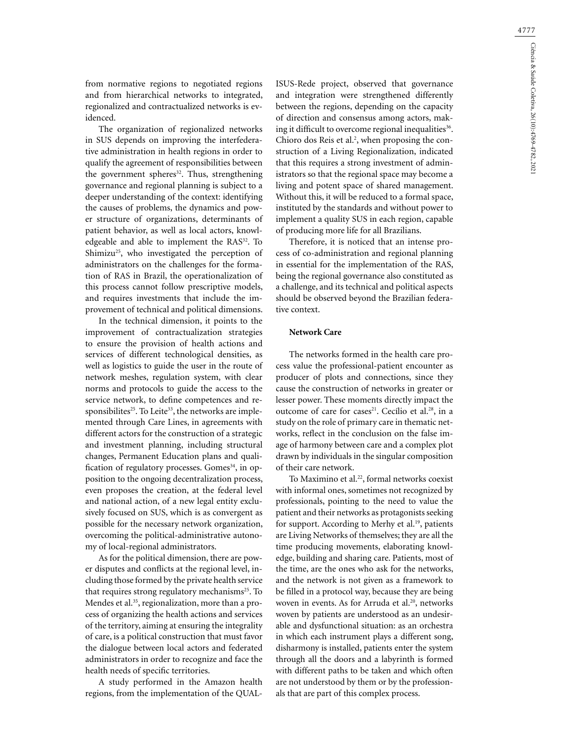from normative regions to negotiated regions and from hierarchical networks to integrated, regionalized and contractualized networks is evidenced.

The organization of regionalized networks in SUS depends on improving the interfederative administration in health regions in order to qualify the agreement of responsibilities between the government spheres[32]. Thus, strengthening governance and regional planning is subject to a deeper understanding of the context: identifying the causes of problems, the dynamics and power structure of organizations, determinants of patient behavior, as well as local actors, knowledgeable and able to implement the RAS[32]. To Shimizu[25], who investigated the perception of administrators on the challenges for the formation of RAS in Brazil, the operationalization of this process cannot follow prescriptive models, and requires investments that include the improvement of technical and political dimensions.

In the technical dimension, it points to the improvement of contractualization strategies to ensure the provision of health actions and services of different technological densities, as well as logistics to guide the user in the route of network meshes, regulation system, with clear norms and protocols to guide the access to the service network, to define competences and responsibilites[25]. To Leite[33], the networks are implemented through Care Lines, in agreements with different actors for the construction of a strategic and investment planning, including structural changes, Permanent Education plans and qualification of regulatory processes. Gomes[34], in opposition to the ongoing decentralization process, even proposes the creation, at the federal level and national action, of a new legal entity exclusively focused on SUS, which is as convergent as possible for the necessary network organization, overcoming the political-administrative autonomy of local-regional administrators.

As for the political dimension, there are power disputes and conflicts at the regional level, including those formed by the private health service that requires strong regulatory mechanisms[25]. To Mendes et al.[35], regionalization, more than a process of organizing the health actions and services of the territory, aiming at ensuring the integrality of care, is a political construction that must favor the dialogue between local actors and federated administrators in order to recognize and face the health needs of specific territories.

A study performed in the Amazon health regions, from the implementation of the QUALISUS-Rede project, observed that governance and integration were strengthened differently between the regions, depending on the capacity of direction and consensus among actors, making it difficult to overcome regional inequalities[36]. Chioro dos Reis et al.[2], when proposing the construction of a Living Regionalization, indicated that this requires a strong investment of administrators so that the regional space may become a living and potent space of shared management. Without this, it will be reduced to a formal space, instituted by the standards and without power to implement a quality SUS in each region, capable of producing more life for all Brazilians.

Therefore, it is noticed that an intense process of co-administration and regional planning in essential for the implementation of the RAS, being the regional governance also constituted as a challenge, and its technical and political aspects should be observed beyond the Brazilian federative context.

### Network Care

The networks formed in the health care process value the professional-patient encounter as producer of plots and connections, since they cause the construction of networks in greater or lesser power. These moments directly impact the outcome of care for cases[21]. Cecílio et al.[28], in a study on the role of primary care in thematic networks, reflect in the conclusion on the false image of harmony between care and a complex plot drawn by individuals in the singular composition of their care network.

To Maximino et al.[22], formal networks coexist with informal ones, sometimes not recognized by professionals, pointing to the need to value the patient and their networks as protagonists seeking for support. According to Merhy et al.[19], patients are Living Networks of themselves; they are all the time producing movements, elaborating knowledge, building and sharing care. Patients, most of the time, are the ones who ask for the networks, and the network is not given as a framework to be filled in a protocol way, because they are being woven in events. As for Arruda et al.[20], networks woven by patients are understood as an undesirable and dysfunctional situation: as an orchestra in which each instrument plays a different song, disharmony is installed, patients enter the system through all the doors and a labyrinth is formed with different paths to be taken and which often are not understood by them or by the professionals that are part of this complex process.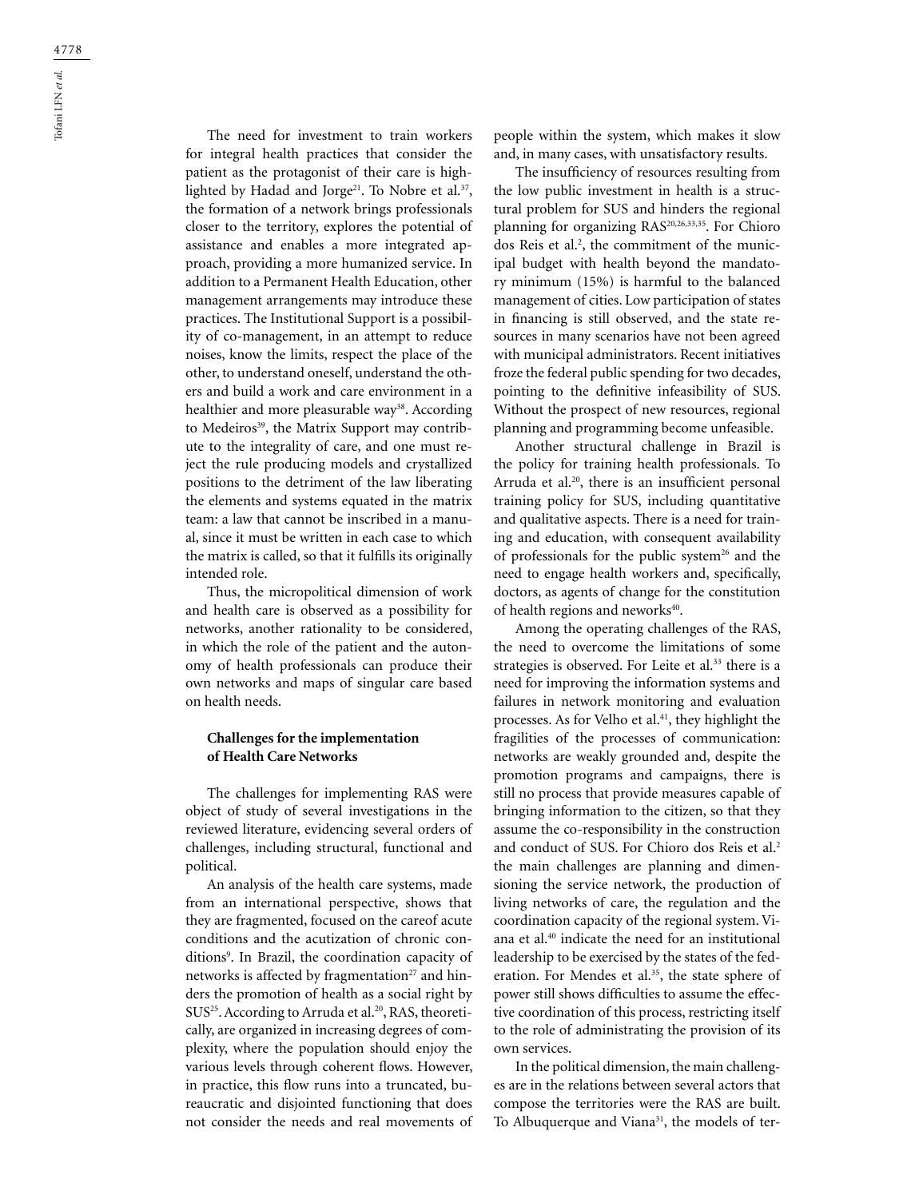The need for investment to train workers for integral health practices that consider the patient as the protagonist of their care is highlighted by Hadad and Jorge[21]. To Nobre et al.[37], the formation of a network brings professionals closer to the territory, explores the potential of assistance and enables a more integrated approach, providing a more humanized service. In addition to a Permanent Health Education, other management arrangements may introduce these practices. The Institutional Support is a possibility of co-management, in an attempt to reduce noises, know the limits, respect the place of the other, to understand oneself, understand the others and build a work and care environment in a healthier and more pleasurable way[38]. According to Medeiros[39], the Matrix Support may contribute to the integrality of care, and one must reject the rule producing models and crystallized positions to the detriment of the law liberating the elements and systems equated in the matrix team: a law that cannot be inscribed in a manual, since it must be written in each case to which the matrix is called, so that it fulfills its originally intended role.

Thus, the micropolitical dimension of work and health care is observed as a possibility for networks, another rationality to be considered, in which the role of the patient and the autonomy of health professionals can produce their own networks and maps of singular care based on health needs.

## Challenges for the implementation of Health Care Networks

The challenges for implementing RAS were object of study of several investigations in the reviewed literature, evidencing several orders of challenges, including structural, functional and political.

An analysis of the health care systems, made from an international perspective, shows that they are fragmented, focused on the careof acute conditions and the acutization of chronic conditions[9]. In Brazil, the coordination capacity of networks is affected by fragmentation[27] and hinders the promotion of health as a social right by SUS[25]. According to Arruda et al.[20], RAS, theoretically, are organized in increasing degrees of complexity, where the population should enjoy the various levels through coherent flows. However, in practice, this flow runs into a truncated, bureaucratic and disjointed functioning that does not consider the needs and real movements of people within the system, which makes it slow and, in many cases, with unsatisfactory results.

The insufficiency of resources resulting from the low public investment in health is a structural problem for SUS and hinders the regional planning for organizing RAS[20,26,33,35]. For Chioro dos Reis et al.[2], the commitment of the municipal budget with health beyond the mandatory minimum (15%) is harmful to the balanced management of cities. Low participation of states in financing is still observed, and the state resources in many scenarios have not been agreed with municipal administrators. Recent initiatives froze the federal public spending for two decades, pointing to the definitive infeasibility of SUS. Without the prospect of new resources, regional planning and programming become unfeasible.

Another structural challenge in Brazil is the policy for training health professionals. To Arruda et al.[20], there is an insufficient personal training policy for SUS, including quantitative and qualitative aspects. There is a need for training and education, with consequent availability of professionals for the public system[26] and the need to engage health workers and, specifically, doctors, as agents of change for the constitution of health regions and neworks[40].

Among the operating challenges of the RAS, the need to overcome the limitations of some strategies is observed. For Leite et al.[33] there is a need for improving the information systems and failures in network monitoring and evaluation processes. As for Velho et al.[41], they highlight the fragilities of the processes of communication: networks are weakly grounded and, despite the promotion programs and campaigns, there is still no process that provide measures capable of bringing information to the citizen, so that they assume the co-responsibility in the construction and conduct of SUS. For Chioro dos Reis et al.[2] the main challenges are planning and dimensioning the service network, the production of living networks of care, the regulation and the coordination capacity of the regional system. Viana et al.[40] indicate the need for an institutional leadership to be exercised by the states of the federation. For Mendes et al.[35], the state sphere of power still shows difficulties to assume the effective coordination of this process, restricting itself to the role of administrating the provision of its own services.

In the political dimension, the main challenges are in the relations between several actors that compose the territories were the RAS are built. To Albuquerque and Viana[31], the models of ter-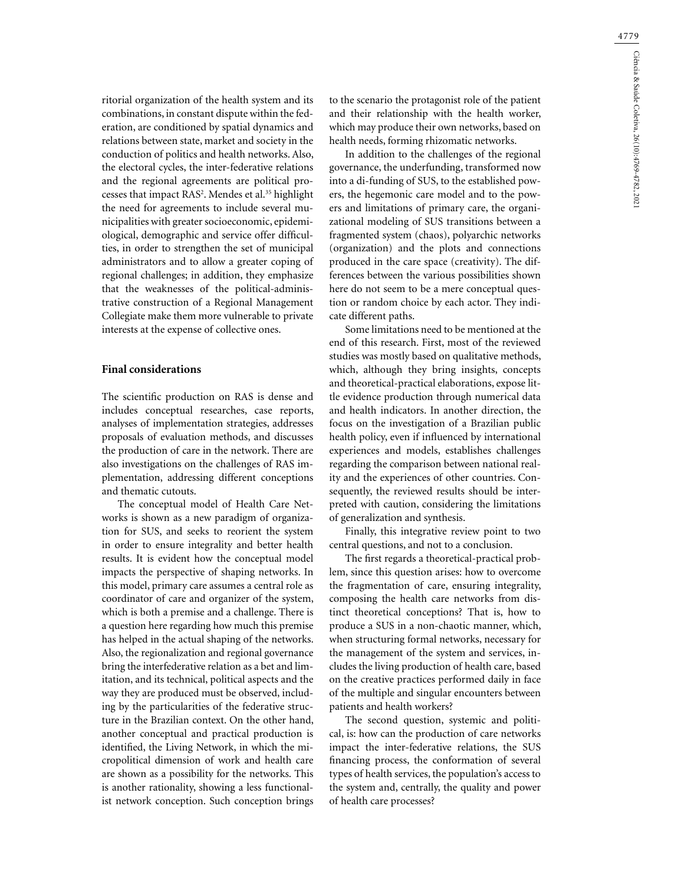ritorial organization of the health system and its combinations, in constant dispute within the federation, are conditioned by spatial dynamics and relations between state, market and society in the conduction of politics and health networks. Also, the electoral cycles, the inter-federative relations and the regional agreements are political processes that impact RAS[2]. Mendes et al.[35] highlight the need for agreements to include several municipalities with greater socioeconomic, epidemiological, demographic and service offer difficulties, in order to strengthen the set of municipal administrators and to allow a greater coping of regional challenges; in addition, they emphasize that the weaknesses of the political-administrative construction of a Regional Management Collegiate make them more vulnerable to private interests at the expense of collective ones.

## Final considerations

The scientific production on RAS is dense and includes conceptual researches, case reports, analyses of implementation strategies, addresses proposals of evaluation methods, and discusses the production of care in the network. There are also investigations on the challenges of RAS implementation, addressing different conceptions and thematic cutouts.

The conceptual model of Health Care Networks is shown as a new paradigm of organization for SUS, and seeks to reorient the system in order to ensure integrality and better health results. It is evident how the conceptual model impacts the perspective of shaping networks. In this model, primary care assumes a central role as coordinator of care and organizer of the system, which is both a premise and a challenge. There is a question here regarding how much this premise has helped in the actual shaping of the networks. Also, the regionalization and regional governance bring the interfederative relation as a bet and limitation, and its technical, political aspects and the way they are produced must be observed, including by the particularities of the federative structure in the Brazilian context. On the other hand, another conceptual and practical production is identified, the Living Network, in which the micropolitical dimension of work and health care are shown as a possibility for the networks. This is another rationality, showing a less functionalist network conception. Such conception brings to the scenario the protagonist role of the patient and their relationship with the health worker, which may produce their own networks, based on health needs, forming rhizomatic networks.

In addition to the challenges of the regional governance, the underfunding, transformed now into a di-funding of SUS, to the established powers, the hegemonic care model and to the powers and limitations of primary care, the organizational modeling of SUS transitions between a fragmented system (chaos), polyarchic networks (organization) and the plots and connections produced in the care space (creativity). The differences between the various possibilities shown here do not seem to be a mere conceptual question or random choice by each actor. They indicate different paths.

Some limitations need to be mentioned at the end of this research. First, most of the reviewed studies was mostly based on qualitative methods, which, although they bring insights, concepts and theoretical-practical elaborations, expose little evidence production through numerical data and health indicators. In another direction, the focus on the investigation of a Brazilian public health policy, even if influenced by international experiences and models, establishes challenges regarding the comparison between national reality and the experiences of other countries. Consequently, the reviewed results should be interpreted with caution, considering the limitations of generalization and synthesis.

Finally, this integrative review point to two central questions, and not to a conclusion.

The first regards a theoretical-practical problem, since this question arises: how to overcome the fragmentation of care, ensuring integrality, composing the health care networks from distinct theoretical conceptions? That is, how to produce a SUS in a non-chaotic manner, which, when structuring formal networks, necessary for the management of the system and services, includes the living production of health care, based on the creative practices performed daily in face of the multiple and singular encounters between patients and health workers?

The second question, systemic and political, is: how can the production of care networks impact the inter-federative relations, the SUS financing process, the conformation of several types of health services, the population's access to the system and, centrally, the quality and power of health care processes?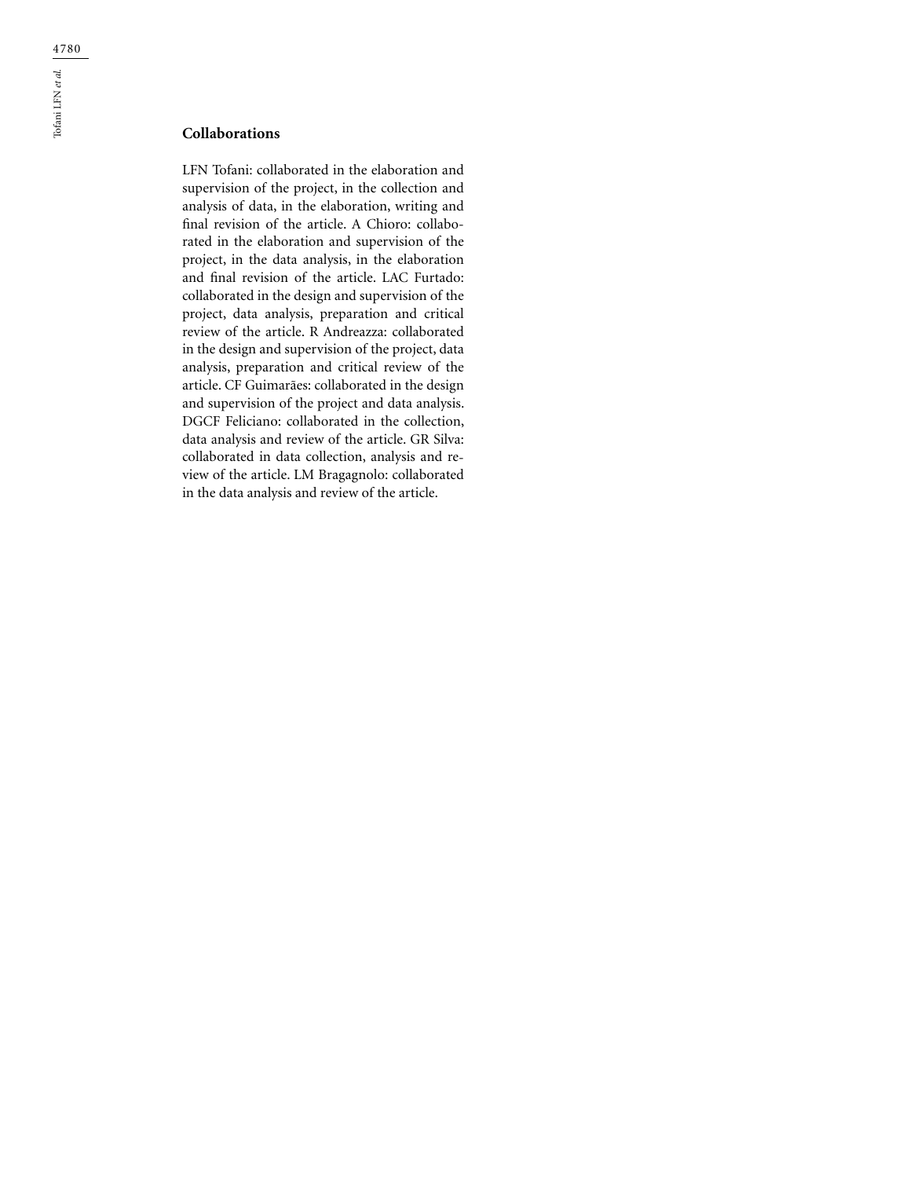## Collaborations

LFN Tofani: collaborated in the elaboration and supervision of the project, in the collection and analysis of data, in the elaboration, writing and final revision of the article. A Chioro: collaborated in the elaboration and supervision of the project, in the data analysis, in the elaboration and final revision of the article. LAC Furtado: collaborated in the design and supervision of the project, data analysis, preparation and critical review of the article. R Andreazza: collaborated in the design and supervision of the project, data analysis, preparation and critical review of the article. CF Guimarães: collaborated in the design and supervision of the project and data analysis. DGCF Feliciano: collaborated in the collection, data analysis and review of the article. GR Silva: collaborated in data collection, analysis and review of the article. LM Bragagnolo: collaborated in the data analysis and review of the article.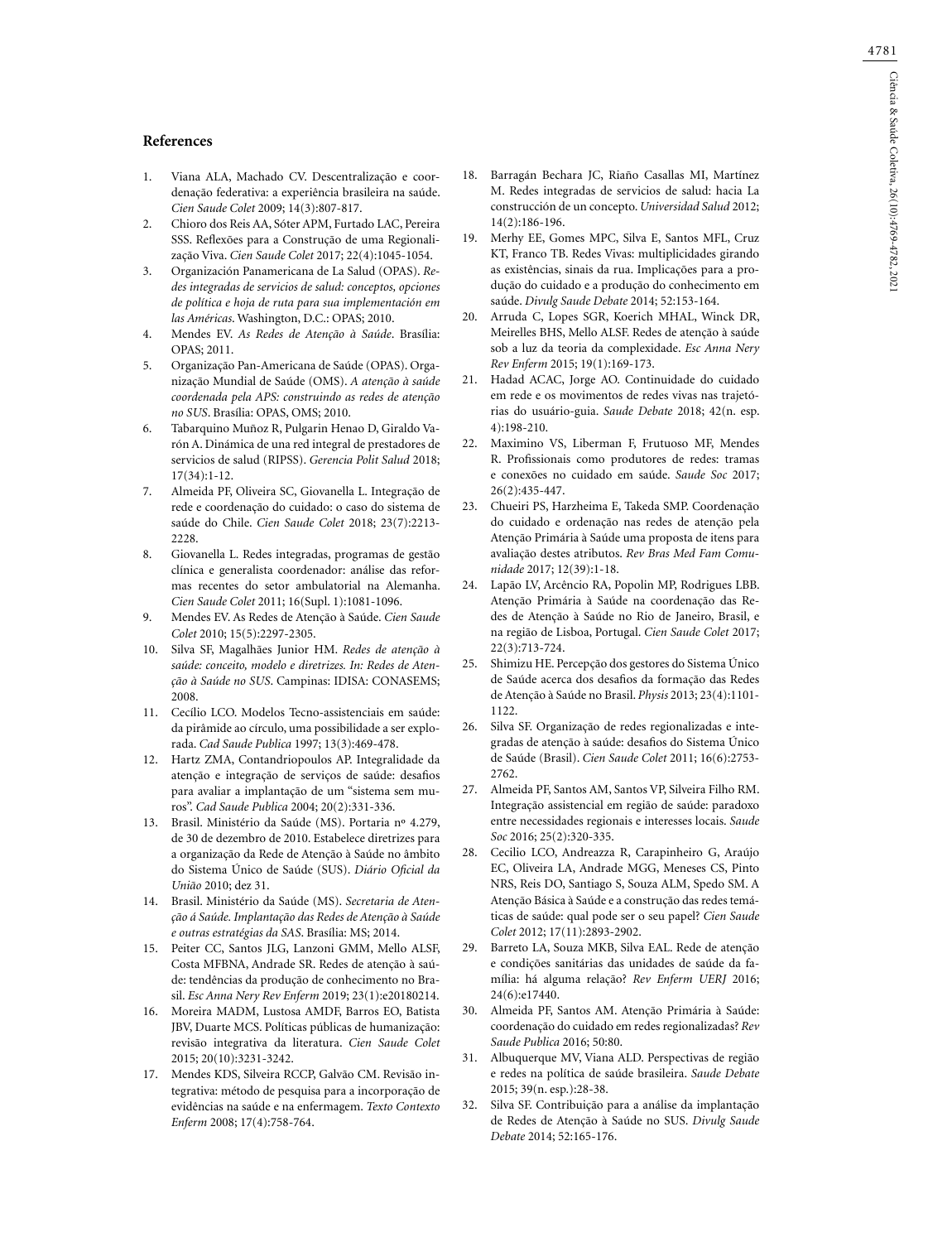## References

1. Viana ALA, Machado CV. Descentralização e coordenação federativa: a experiência brasileira na saúde. *Cien Saude Colet* 2009; 14(3):807-817.
2. Chioro dos Reis AA, Sóter APM, Furtado LAC, Pereira SSS. Reflexões para a Construção de uma Regionalização Viva. *Cien Saude Colet* 2017; 22(4):1045-1054.
3. Organización Panamericana de La Salud (OPAS). *Redes integradas de servicios de salud: conceptos, opciones de política e hoja de ruta para sua implementación em las Américas*. Washington, D.C.: OPAS; 2010.
4. Mendes EV. *As Redes de Atenção à Saúde*. Brasília: OPAS; 2011.
5. Organização Pan-Americana de Saúde (OPAS). Organização Mundial de Saúde (OMS). *A atenção à saúde coordenada pela APS: construindo as redes de atenção no SUS*. Brasília: OPAS, OMS; 2010.
6. Tabarquino Muñoz R, Pulgarin Henao D, Giraldo Varón A. Dinámica de una red integral de prestadores de servicios de salud (RIPSS). *Gerencia Polit Salud* 2018; 17(34):1-12.
7. Almeida PF, Oliveira SC, Giovanella L. Integração de rede e coordenação do cuidado: o caso do sistema de saúde do Chile. *Cien Saude Colet* 2018; 23(7):2213-2228.
8. Giovanella L. Redes integradas, programas de gestão clínica e generalista coordenador: análise das reformas recentes do setor ambulatorial na Alemanha. *Cien Saude Colet* 2011; 16(Supl. 1):1081-1096.
9. Mendes EV. As Redes de Atenção à Saúde. *Cien Saude Colet* 2010; 15(5):2297-2305.
10. Silva SF, Magalhães Junior HM. *Redes de atenção à saúde: conceito, modelo e diretrizes. In: Redes de Atenção à Saúde no SUS*. Campinas: IDISA: CONASEMS; 2008.
11. Cecílio LCO. Modelos Tecno-assistenciais em saúde: da pirâmide ao círculo, uma possibilidade a ser explorada. *Cad Saude Publica* 1997; 13(3):469-478.
12. Hartz ZMA, Contandriopoulos AP. Integralidade da atenção e integração de serviços de saúde: desafios para avaliar a implantação de um "sistema sem muros". *Cad Saude Publica* 2004; 20(2):331-336.
13. Brasil. Ministério da Saúde (MS). Portaria nº 4.279, de 30 de dezembro de 2010. Estabelece diretrizes para a organização da Rede de Atenção à Saúde no âmbito do Sistema Único de Saúde (SUS). *Diário Oficial da União* 2010; dez 31.
14. Brasil. Ministério da Saúde (MS). *Secretaria de Atenção à Saúde. Implantação das Redes de Atenção à Saúde e outras estratégias da SAS*. Brasília: MS; 2014.
15. Peiter CC, Santos JLG, Lanzoni GMM, Mello ALSF, Costa MFBNA, Andrade SR. Redes de atenção à saúde: tendências da produção de conhecimento no Brasil. *Esc Anna Nery Rev Enferm* 2019; 23(1):e20180214.
16. Moreira MADM, Lustosa AMDF, Barros EO, Batista JBV, Duarte MCS. Políticas públicas de humanização: revisão integrativa da literatura. *Cien Saude Colet* 2015; 20(10):3231-3242.
17. Mendes KDS, Silveira RCCP, Galvão CM. Revisão integrativa: método de pesquisa para a incorporação de evidências na saúde e na enfermagem. *Texto Contexto Enferm* 2008; 17(4):758-764.
18. Barragán Bechara JC, Riaño Casallas MI, Martínez M. Redes integradas de servicios de salud: hacia La construcción de un concepto. *Universidad Salud* 2012; 14(2):186-196.
19. Merhy EE, Gomes MPC, Silva E, Santos MFL, Cruz KT, Franco TB. Redes Vivas: multiplicidades girando as existências, sinais da rua. Implicações para a produção do cuidado e a produção do conhecimento em saúde. *Divulg Saude Debate* 2014; 52:153-164.
20. Arruda C, Lopes SGR, Koerich MHAL, Winck DR, Meirelles BHS, Mello ALSF. Redes de atenção à saúde sob a luz da teoria da complexidade. *Esc Anna Nery Rev Enferm* 2015; 19(1):169-173.
21. Hadad ACAC, Jorge AO. Continuidade do cuidado em rede e os movimentos de redes vivas nas trajetórias do usuário-guia. *Saude Debate* 2018; 42(n. esp. 4):198-210.
22. Maximino VS, Liberman F, Frutuoso MF, Mendes R. Profissionais como produtores de redes: tramas e conexões no cuidado em saúde. *Saude Soc* 2017; 26(2):435-447.
23. Chueiri PS, Harzheima E, Takeda SMP. Coordenação do cuidado e ordenação nas redes de atenção pela Atenção Primária à Saúde uma proposta de itens para avaliação destes atributos. *Rev Bras Med Fam Comunidade* 2017; 12(39):1-18.
24. Lapão LV, Arcêncio RA, Popolin MP, Rodrigues LBB. Atenção Primária à Saúde na coordenação das Redes de Atenção à Saúde no Rio de Janeiro, Brasil, e na região de Lisboa, Portugal. *Cien Saude Colet* 2017; 22(3):713-724.
25. Shimizu HE. Percepção dos gestores do Sistema Único de Saúde acerca dos desafios da formação das Redes de Atenção à Saúde no Brasil. *Physis* 2013; 23(4):1101-1122.
26. Silva SF. Organização de redes regionalizadas e integradas de atenção à saúde: desafios do Sistema Único de Saúde (Brasil). *Cien Saude Colet* 2011; 16(6):2753-2762.
27. Almeida PF, Santos AM, Santos VP, Silveira Filho RM. Integração assistencial em região de saúde: paradoxo entre necessidades regionais e interesses locais. *Saude Soc* 2016; 25(2):320-335.
28. Cecilio LCO, Andreazza R, Carapinheiro G, Araújo EC, Oliveira LA, Andrade MGG, Meneses CS, Pinto NRS, Reis DO, Santiago S, Souza ALM, Spedo SM. A Atenção Básica à Saúde e a construção das redes temáticas de saúde: qual pode ser o seu papel? *Cien Saude Colet* 2012; 17(11):2893-2902.
29. Barreto LA, Souza MKB, Silva EAL. Rede de atenção e condições sanitárias das unidades de saúde da família: há alguma relação? *Rev Enferm UERJ* 2016; 24(6):e17440.
30. Almeida PF, Santos AM. Atenção Primária à Saúde: coordenação do cuidado em redes regionalizadas? *Rev Saude Publica* 2016; 50:80.
31. Albuquerque MV, Viana ALD. Perspectivas de região e redes na política de saúde brasileira. *Saude Debate* 2015; 39(n. esp.):28-38.
32. Silva SF. Contribuição para a análise da implantação de Redes de Atenção à Saúde no SUS. *Divulg Saude Debate* 2014; 52:165-176.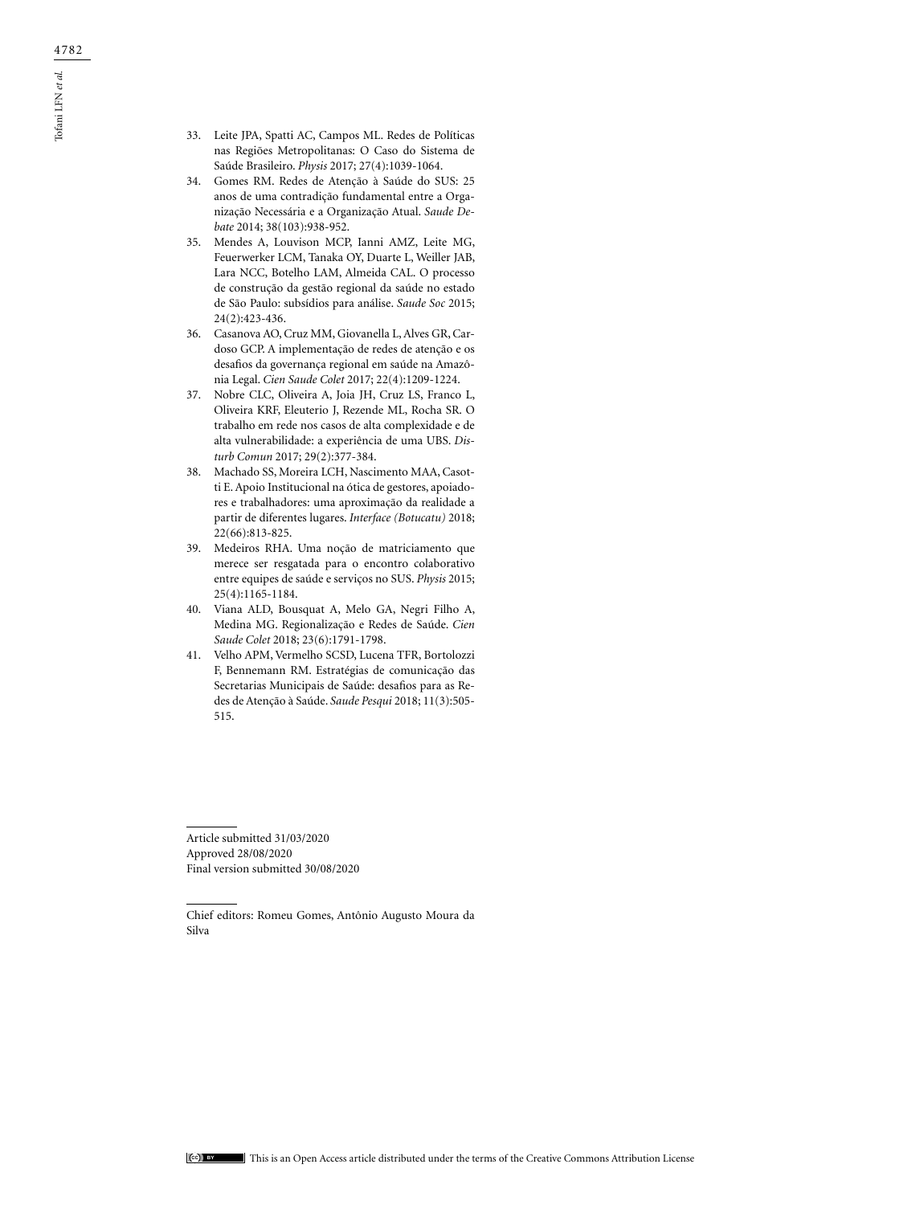33. Leite JPA, Spatti AC, Campos ML. Redes de Políticas nas Regiões Metropolitanas: O Caso do Sistema de Saúde Brasileiro. *Physis* 2017; 27(4):1039-1064.
34. Gomes RM. Redes de Atenção à Saúde do SUS: 25 anos de uma contradição fundamental entre a Organização Necessária e a Organização Atual. *Saude Debate* 2014; 38(103):938-952.
35. Mendes A, Louvison MCP, Ianni AMZ, Leite MG, Feuerwerker LCM, Tanaka OY, Duarte L, Weiller JAB, Lara NCC, Botelho LAM, Almeida CAL. O processo de construção da gestão regional da saúde no estado de São Paulo: subsídios para análise. *Saude Soc* 2015; 24(2):423-436.
36. Casanova AO, Cruz MM, Giovanella L, Alves GR, Cardoso GCP. A implementação de redes de atenção e os desafios da governança regional em saúde na Amazônia Legal. *Cien Saude Colet* 2017; 22(4):1209-1224.
37. Nobre CLC, Oliveira A, Joia JH, Cruz LS, Franco L, Oliveira KRF, Eleuterio J, Rezende ML, Rocha SR. O trabalho em rede nos casos de alta complexidade e de alta vulnerabilidade: a experiência de uma UBS. *Disturb Comun* 2017; 29(2):377-384.
38. Machado SS, Moreira LCH, Nascimento MAA, Casotti E. Apoio Institucional na ótica de gestores, apoiadores e trabalhadores: uma aproximação da realidade a partir de diferentes lugares. *Interface (Botucatu)* 2018; 22(66):813-825.
39. Medeiros RHA. Uma noção de matriciamento que merece ser resgatada para o encontro colaborativo entre equipes de saúde e serviços no SUS. *Physis* 2015; 25(4):1165-1184.
40. Viana ALD, Bousquat A, Melo GA, Negri Filho A, Medina MG. Regionalização e Redes de Saúde. *Cien Saude Colet* 2018; 23(6):1791-1798.
41. Velho APM, Vermelho SCSD, Lucena TFR, Bortolozzi F, Bennemann RM. Estratégias de comunicação das Secretarias Municipais de Saúde: desafios para as Redes de Atenção à Saúde. *Saude Pesqui* 2018; 11(3):505-515.

Article submitted 31/03/2020
Approved 28/08/2020
Final version submitted 30/08/2020

Chief editors: Romeu Gomes, Antônio Augusto Moura da Silva

This is an Open Access article distributed under the terms of the Creative Commons Attribution License